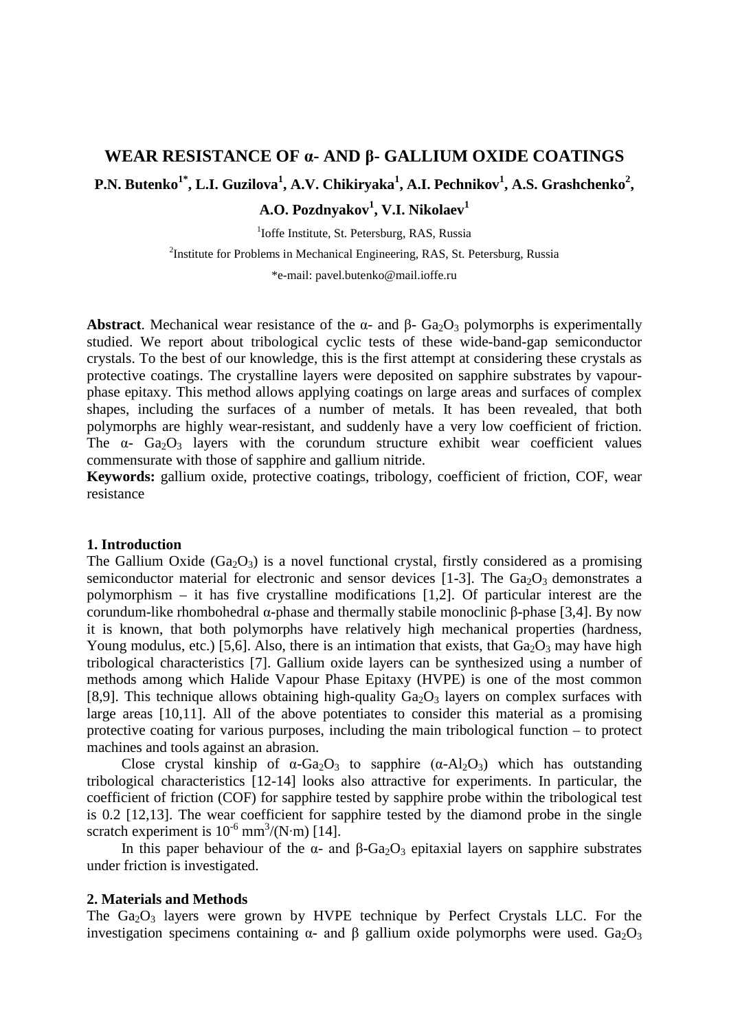# WEAR RESISTANCE OF α- AND β- GALLIUM OXIDE COATINGS

**P.N. Butenko[1*], L.I. Guzilova[1], A.V. Chikiryaka[1], A.I. Pechnikov[1], A.S. Grashchenko[2], A.O. Pozdnyakov[1], V.I. Nikolaev[1]**

[1]Ioffe Institute, St. Petersburg, RAS, Russia

[2]Institute for Problems in Mechanical Engineering, RAS, St. Petersburg, Russia

*e-mail: pavel.butenko@mail.ioffe.ru

**Abstract**. Mechanical wear resistance of the α- and β- $Ga_2O_3$ polymorphs is experimentally studied. We report about tribological cyclic tests of these wide-band-gap semiconductor crystals. To the best of our knowledge, this is the first attempt at considering these crystals as protective coatings. The crystalline layers were deposited on sapphire substrates by vapour-phase epitaxy. This method allows applying coatings on large areas and surfaces of complex shapes, including the surfaces of a number of metals. It has been revealed, that both polymorphs are highly wear-resistant, and suddenly have a very low coefficient of friction. The α- $Ga_2O_3$ layers with the corundum structure exhibit wear coefficient values commensurate with those of sapphire and gallium nitride.

**Keywords:** gallium oxide, protective coatings, tribology, coefficient of friction, COF, wear resistance

## 1. Introduction

The Gallium Oxide ($Ga_2O_3$) is a novel functional crystal, firstly considered as a promising semiconductor material for electronic and sensor devices [1-3]. The $Ga_2O_3$ demonstrates a polymorphism – it has five crystalline modifications [1,2]. Of particular interest are the corundum-like rhombohedral α-phase and thermally stabile monoclinic β-phase [3,4]. By now it is known, that both polymorphs have relatively high mechanical properties (hardness, Young modulus, etc.) [5,6]. Also, there is an intimation that exists, that $Ga_2O_3$ may have high tribological characteristics [7]. Gallium oxide layers can be synthesized using a number of methods among which Halide Vapour Phase Epitaxy (HVPE) is one of the most common [8,9]. This technique allows obtaining high-quality $Ga_2O_3$ layers on complex surfaces with large areas [10,11]. All of the above potentiates to consider this material as a promising protective coating for various purposes, including the main tribological function – to protect machines and tools against an abrasion.

Close crystal kinship of α-$Ga_2O_3$ to sapphire (α-$Al_2O_3$) which has outstanding tribological characteristics [12-14] looks also attractive for experiments. In particular, the coefficient of friction (COF) for sapphire tested by sapphire probe within the tribological test is 0.2 [12,13]. The wear coefficient for sapphire tested by the diamond probe in the single scratch experiment is $10^{-6}$ $mm^3/(N \cdot m)$ [14].

In this paper behaviour of the α- and β-$Ga_2O_3$ epitaxial layers on sapphire substrates under friction is investigated.

## 2. Materials and Methods

The $Ga_2O_3$ layers were grown by HVPE technique by Perfect Crystals LLC. For the investigation specimens containing α- and β gallium oxide polymorphs were used. $Ga_2O_3$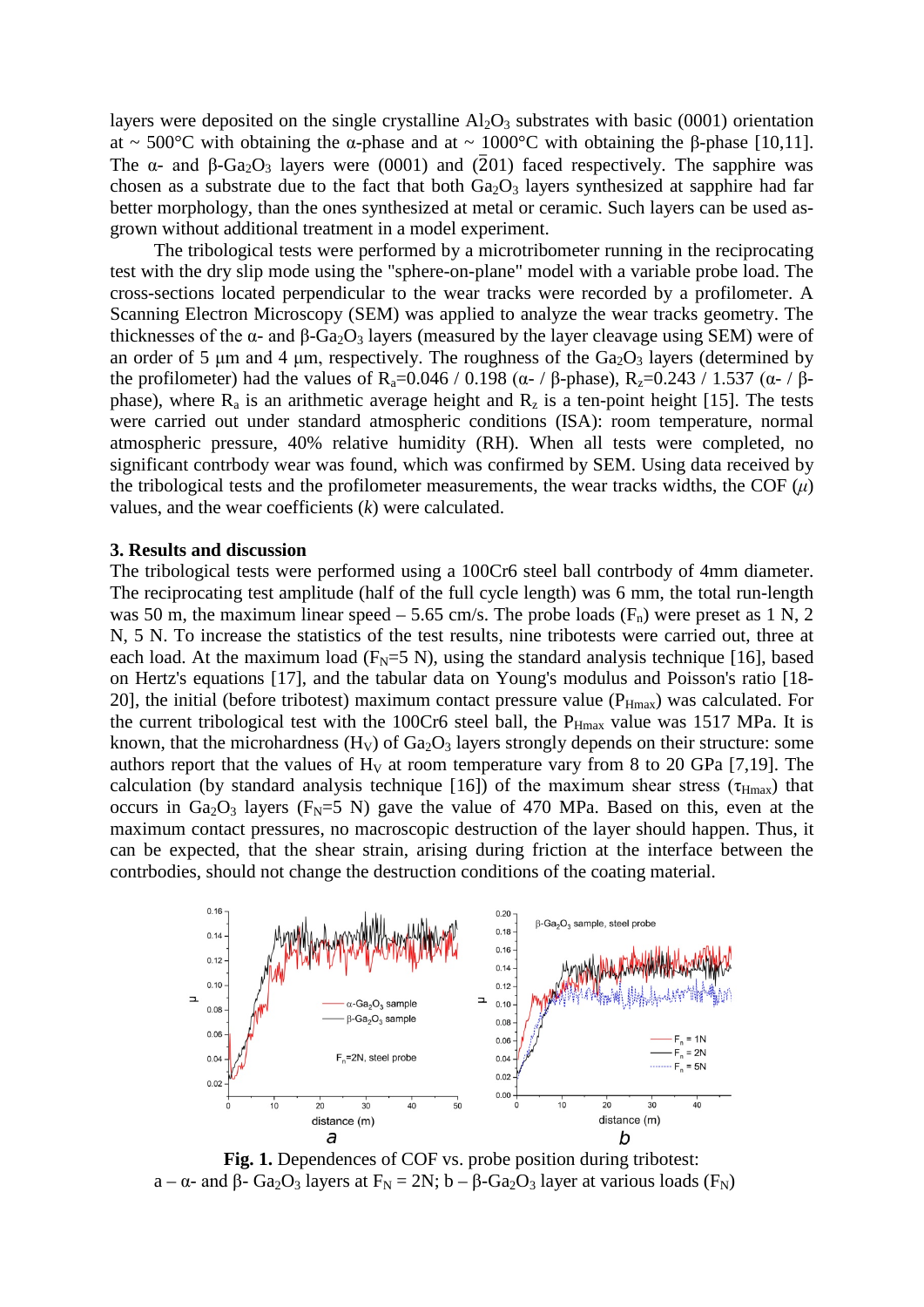layers were deposited on the single crystalline $Al_2O_3$ substrates with basic (0001) orientation at ~ 500°C with obtaining the α-phase and at ~ 1000°C with obtaining the β-phase [10,11]. The α- and β-$Ga_2O_3$ layers were (0001) and ($\bar{2}$01) faced respectively. The sapphire was chosen as a substrate due to the fact that both $Ga_2O_3$ layers synthesized at sapphire had far better morphology, than the ones synthesized at metal or ceramic. Such layers can be used as-grown without additional treatment in a model experiment.

The tribological tests were performed by a microtribometer running in the reciprocating test with the dry slip mode using the "sphere-on-plane" model with a variable probe load. The cross-sections located perpendicular to the wear tracks were recorded by a profilometer. A Scanning Electron Microscopy (SEM) was applied to analyze the wear tracks geometry. The thicknesses of the α- and β-$Ga_2O_3$ layers (measured by the layer cleavage using SEM) were of an order of 5 μm and 4 μm, respectively. The roughness of the $Ga_2O_3$ layers (determined by the profilometer) had the values of $R_a$=0.046 / 0.198 (α- / β-phase), $R_z$=0.243 / 1.537 (α- / β-phase), where $R_a$ is an arithmetic average height and $R_z$ is a ten-point height [15]. The tests were carried out under standard atmospheric conditions (ISA): room temperature, normal atmospheric pressure, 40% relative humidity (RH). When all tests were completed, no significant contrbody wear was found, which was confirmed by SEM. Using data received by the tribological tests and the profilometer measurements, the wear tracks widths, the COF ($\mu$) values, and the wear coefficients ($k$) were calculated.

## 3. Results and discussion

The tribological tests were performed using a 100Cr6 steel ball contrbody of 4mm diameter. The reciprocating test amplitude (half of the full cycle length) was 6 mm, the total run-length was 50 m, the maximum linear speed – 5.65 cm/s. The probe loads ($F_n$) were preset as 1 N, 2 N, 5 N. To increase the statistics of the test results, nine tribotests were carried out, three at each load. At the maximum load ($F_N$=5 N), using the standard analysis technique [16], based on Hertz's equations [17], and the tabular data on Young's modulus and Poisson's ratio [18-20], the initial (before tribotest) maximum contact pressure value ($P_{Hmax}$) was calculated. For the current tribological test with the 100Cr6 steel ball, the $P_{Hmax}$ value was 1517 MPa. It is known, that the microhardness ($H_V$) of $Ga_2O_3$ layers strongly depends on their structure: some authors report that the values of $H_V$ at room temperature vary from 8 to 20 GPa [7,19]. The calculation (by standard analysis technique [16]) of the maximum shear stress ($\tau_{Hmax}$) that occurs in $Ga_2O_3$ layers ($F_N$=5 N) gave the value of 470 MPa. Based on this, even at the maximum contact pressures, no macroscopic destruction of the layer should happen. Thus, it can be expected, that the shear strain, arising during friction at the interface between the contrbodies, should not change the destruction conditions of the coating material.

**Fig. 1.** Dependences of COF vs. probe position during tribotest:
a – α- and β- $Ga_2O_3$ layers at $F_N$ = 2N; b – β-$Ga_2O_3$ layer at various loads ($F_N$)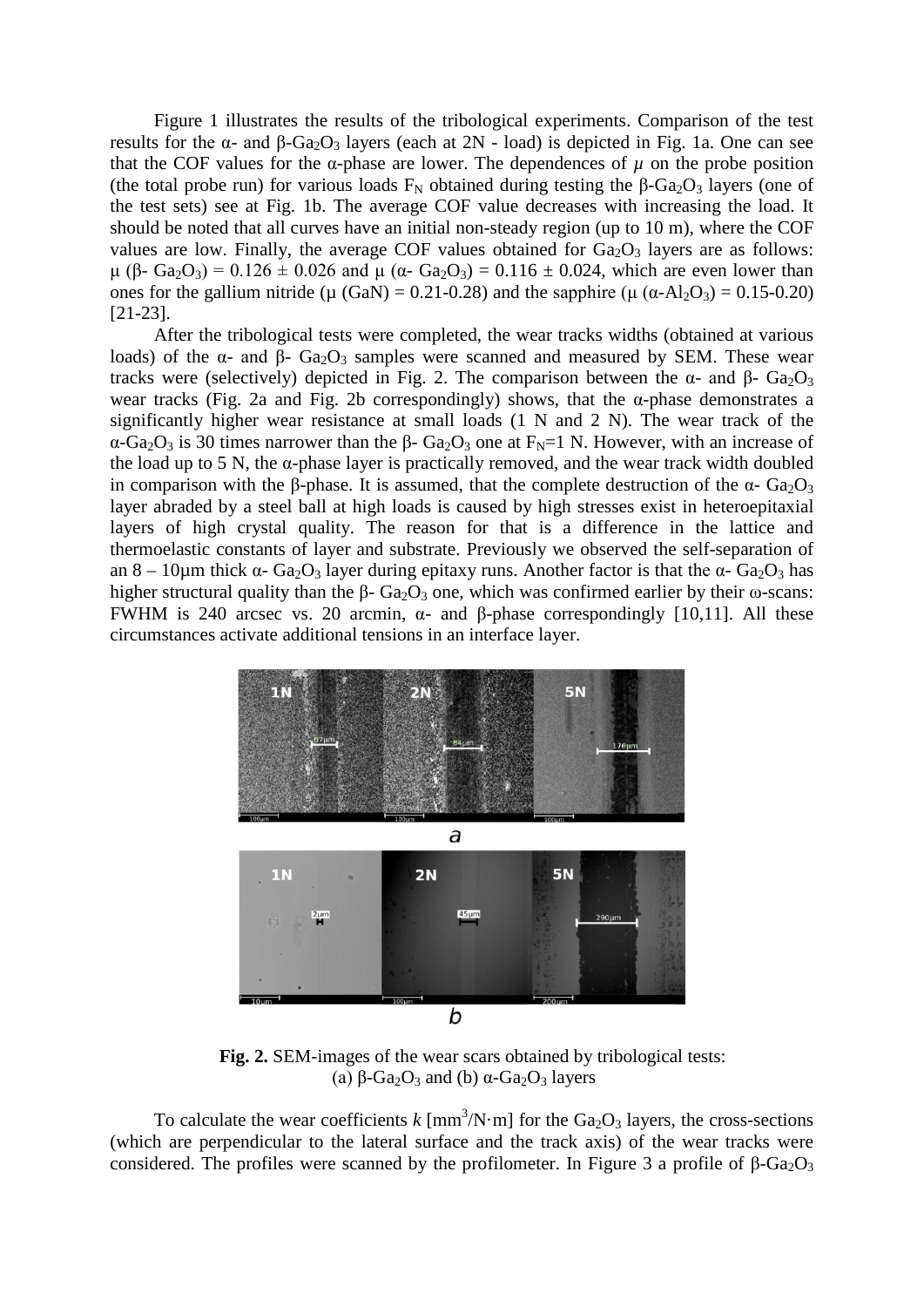Figure 1 illustrates the results of the tribological experiments. Comparison of the test results for the α- and β-$Ga_2O_3$ layers (each at 2N - load) is depicted in Fig. 1a. One can see that the COF values for the α-phase are lower. The dependences of $\mu$ on the probe position (the total probe run) for various loads $F_N$ obtained during testing the β-$Ga_2O_3$ layers (one of the test sets) see at Fig. 1b. The average COF value decreases with increasing the load. It should be noted that all curves have an initial non-steady region (up to 10 m), where the COF values are low. Finally, the average COF values obtained for $Ga_2O_3$ layers are as follows: μ (β- $Ga_2O_3$) = 0.126 ± 0.026 and μ (α- $Ga_2O_3$) = 0.116 ± 0.024, which are even lower than ones for the gallium nitride (μ (GaN) = 0.21-0.28) and the sapphire (μ (α-$Al_2O_3$) = 0.15-0.20) [21-23].

After the tribological tests were completed, the wear tracks widths (obtained at various loads) of the α- and β- $Ga_2O_3$ samples were scanned and measured by SEM. These wear tracks were (selectively) depicted in Fig. 2. The comparison between the α- and β- $Ga_2O_3$ wear tracks (Fig. 2a and Fig. 2b correspondingly) shows, that the α-phase demonstrates a significantly higher wear resistance at small loads (1 N and 2 N). The wear track of the α-$Ga_2O_3$ is 30 times narrower than the β- $Ga_2O_3$ one at $F_N$=1 N. However, with an increase of the load up to 5 N, the α-phase layer is practically removed, and the wear track width doubled in comparison with the β-phase. It is assumed, that the complete destruction of the α- $Ga_2O_3$ layer abraded by a steel ball at high loads is caused by high stresses exist in heteroepitaxial layers of high crystal quality. The reason for that is a difference in the lattice and thermoelastic constants of layer and substrate. Previously we observed the self-separation of an 8 – 10μm thick α- $Ga_2O_3$ layer during epitaxy runs. Another factor is that the α- $Ga_2O_3$ has higher structural quality than the β- $Ga_2O_3$ one, which was confirmed earlier by their ω-scans: FWHM is 240 arcsec vs. 20 arcmin, α- and β-phase correspondingly [10,11]. All these circumstances activate additional tensions in an interface layer.

**Fig. 2.** SEM-images of the wear scars obtained by tribological tests: (a) β-$Ga_2O_3$ and (b) α-$Ga_2O_3$ layers

To calculate the wear coefficients $k$ [$mm^3$/N·m] for the $Ga_2O_3$ layers, the cross-sections (which are perpendicular to the lateral surface and the track axis) of the wear tracks were considered. The profiles were scanned by the profilometer. In Figure 3 a profile of β-$Ga_2O_3$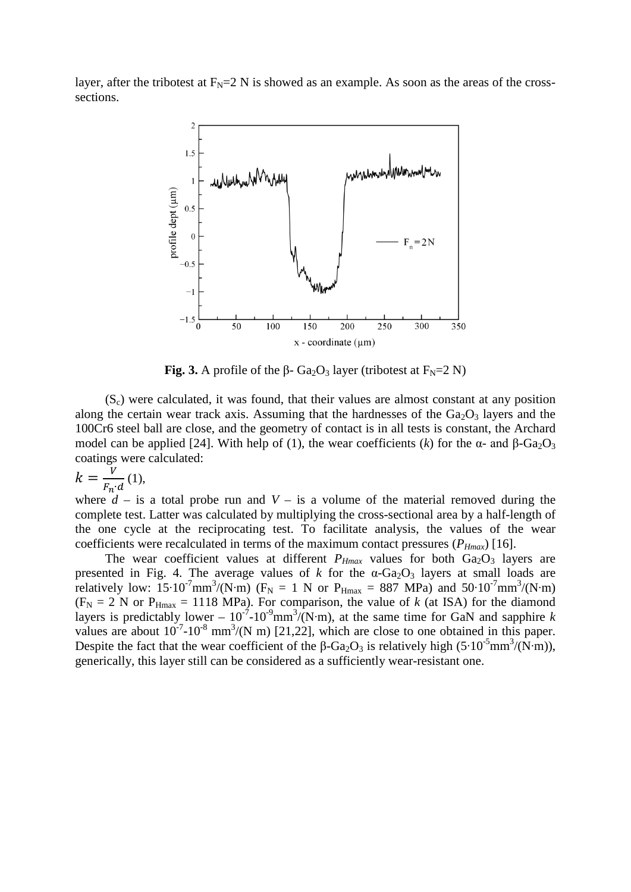layer, after the tribotest at $F_N$=2 N is showed as an example. As soon as the areas of the cross-sections.

**Fig. 3.** A profile of the β- $Ga_2O_3$ layer (tribotest at $F_N$=2 N)

($S_c$) were calculated, it was found, that their values are almost constant at any position along the certain wear track axis. Assuming that the hardnesses of the $Ga_2O_3$ layers and the 100Cr6 steel ball are close, and the geometry of contact is in all tests is constant, the Archard model can be applied [24]. With help of (1), the wear coefficients ($k$) for the α- and β-$Ga_2O_3$ coatings were calculated:

$$k = \frac{V}{F_n \cdot d} \quad (1),$$

where $d$ – is a total probe run and $V$ – is a volume of the material removed during the complete test. Latter was calculated by multiplying the cross-sectional area by a half-length of the one cycle at the reciprocating test. To facilitate analysis, the values of the wear coefficients were recalculated in terms of the maximum contact pressures ($P_{Hmax}$) [16].

The wear coefficient values at different $P_{Hmax}$ values for both $Ga_2O_3$ layers are presented in Fig. 4. The average values of $k$ for the α-$Ga_2O_3$ layers at small loads are relatively low: $15 \cdot 10^{-7}$mm$^3$/(N·m) ($F_N$ = 1 N or $P_{Hmax}$ = 887 MPa) and $50 \cdot 10^{-7}$mm$^3$/(N·m) ($F_N$ = 2 N or $P_{Hmax}$ = 1118 MPa). For comparison, the value of $k$ (at ISA) for the diamond layers is predictably lower – $10^{-7}$-$10^{-9}$mm$^3$/(N·m), at the same time for GaN and sapphire $k$ values are about $10^{-7}$-$10^{-8}$ mm$^3$/(N m) [21,22], which are close to one obtained in this paper. Despite the fact that the wear coefficient of the β-$Ga_2O_3$ is relatively high ($5 \cdot 10^{-5}$mm$^3$/(N·m)), generically, this layer still can be considered as a sufficiently wear-resistant one.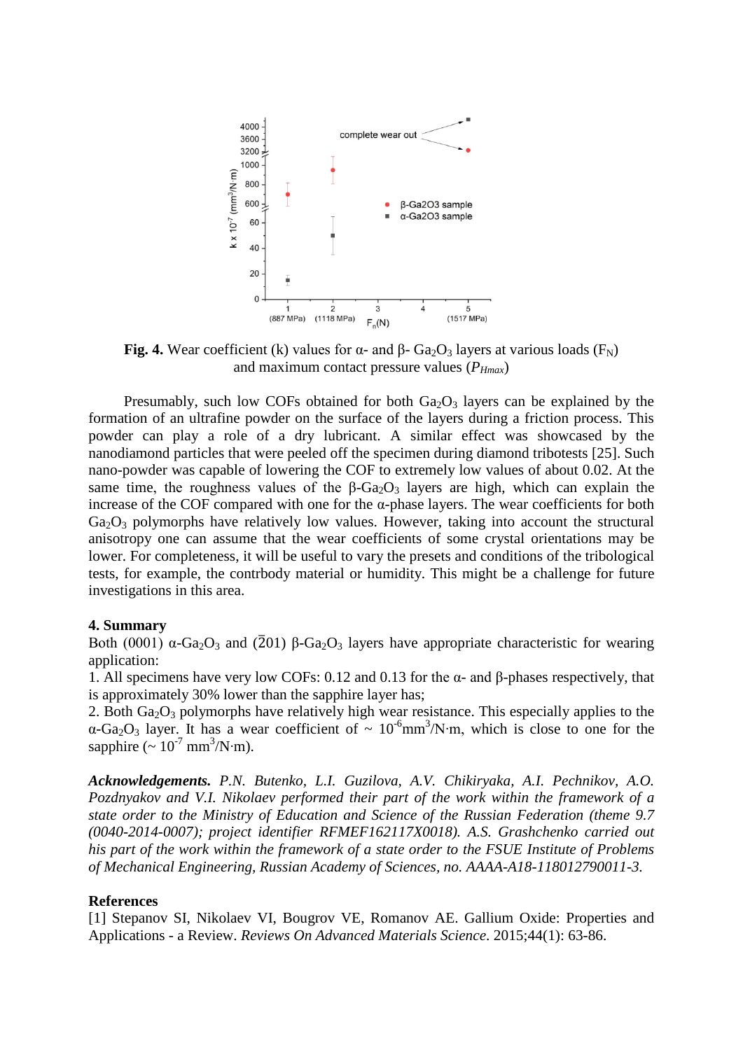**Fig. 4.** Wear coefficient (k) values for α- and β- $Ga_2O_3$ layers at various loads ($F_N$) and maximum contact pressure values ($P_{Hmax}$)

Presumably, such low COFs obtained for both $Ga_2O_3$ layers can be explained by the formation of an ultrafine powder on the surface of the layers during a friction process. This powder can play a role of a dry lubricant. A similar effect was showcased by the nanodiamond particles that were peeled off the specimen during diamond tribotests [25]. Such nano-powder was capable of lowering the COF to extremely low values of about 0.02. At the same time, the roughness values of the β-$Ga_2O_3$ layers are high, which can explain the increase of the COF compared with one for the α-phase layers. The wear coefficients for both $Ga_2O_3$ polymorphs have relatively low values. However, taking into account the structural anisotropy one can assume that the wear coefficients of some crystal orientations may be lower. For completeness, it will be useful to vary the presets and conditions of the tribological tests, for example, the contrbody material or humidity. This might be a challenge for future investigations in this area.

## 4. Summary

Both (0001) α-$Ga_2O_3$ and ($\bar{2}01$) β-$Ga_2O_3$ layers have appropriate characteristic for wearing application:

1. All specimens have very low COFs: 0.12 and 0.13 for the α- and β-phases respectively, that is approximately 30% lower than the sapphire layer has;
2. Both $Ga_2O_3$ polymorphs have relatively high wear resistance. This especially applies to the α-$Ga_2O_3$ layer. It has a wear coefficient of ~ $10^{-6}$ $mm^3$/N·m, which is close to one for the sapphire (~ $10^{-7}$ $mm^3$/N·m).

***Acknowledgements.*** *P.N. Butenko, L.I. Guzilova, A.V. Chikiryaka, A.I. Pechnikov, A.O. Pozdnyakov and V.I. Nikolaev performed their part of the work within the framework of a state order to the Ministry of Education and Science of the Russian Federation (theme 9.7 (0040-2014-0007); project identifier RFMEF162117X0018). A.S. Grashchenko carried out his part of the work within the framework of a state order to the FSUE Institute of Problems of Mechanical Engineering, Russian Academy of Sciences, no. AAAA-A18-118012790011-3.*

## References

[1] Stepanov SI, Nikolaev VI, Bougrov VE, Romanov AE. Gallium Oxide: Properties and Applications - a Review. *Reviews On Advanced Materials Science*. 2015;44(1): 63-86.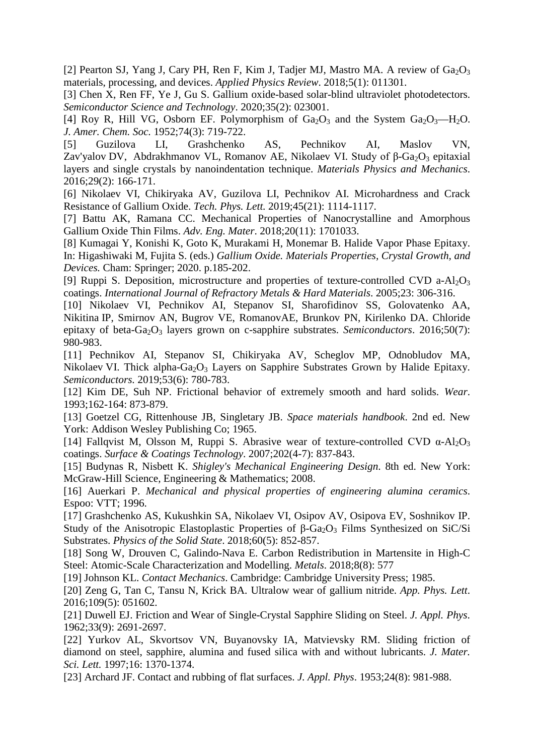[2] Pearton SJ, Yang J, Cary PH, Ren F, Kim J, Tadjer MJ, Mastro MA. A review of $Ga_2O_3$ materials, processing, and devices. *Applied Physics Review*. 2018;5(1): 011301.

[3] Chen X, Ren FF, Ye J, Gu S. Gallium oxide-based solar-blind ultraviolet photodetectors. *Semiconductor Science and Technology*. 2020;35(2): 023001.

[4] Roy R, Hill VG, Osborn EF. Polymorphism of $Ga_2O_3$ and the System $Ga_2O_3$—$H_2O$. *J. Amer. Chem. Soc.* 1952;74(3): 719-722.

[5] Guzilova LI, Grashchenko AS, Pechnikov AI, Maslov VN, Zav'yalov DV, Abdrakhmanov VL, Romanov AE, Nikolaev VI. Study of β-$Ga_2O_3$ epitaxial layers and single crystals by nanoindentation technique. *Materials Physics and Mechanics*. 2016;29(2): 166-171.

[6] Nikolaev VI, Chikiryaka AV, Guzilova LI, Pechnikov AI. Microhardness and Crack Resistance of Gallium Oxide. *Tech. Phys. Lett.* 2019;45(21): 1114-1117.

[7] Battu AK, Ramana CC. Mechanical Properties of Nanocrystalline and Amorphous Gallium Oxide Thin Films. *Adv. Eng. Mater*. 2018;20(11): 1701033.

[8] Kumagai Y, Konishi K, Goto K, Murakami H, Monemar B. Halide Vapor Phase Epitaxy. In: Higashiwaki M, Fujita S. (eds.) *Gallium Oxide. Materials Properties, Crystal Growth, and Devices.* Cham: Springer; 2020. p.185-202.

[9] Ruppi S. Deposition, microstructure and properties of texture-controlled CVD a-$Al_2O_3$ coatings. *International Journal of Refractory Metals & Hard Materials*. 2005;23: 306-316.

[10] Nikolaev VI, Pechnikov AI, Stepanov SI, Sharofidinov SS, Golovatenko AA, Nikitina IP, Smirnov AN, Bugrov VE, RomanovAE, Brunkov PN, Kirilenko DA. Chloride epitaxy of beta-$Ga_2O_3$ layers grown on c-sapphire substrates. *Semiconductors*. 2016;50(7): 980-983.

[11] Pechnikov AI, Stepanov SI, Chikiryaka AV, Scheglov MP, Odnobludov MA, Nikolaev VI. Thick alpha-$Ga_2O_3$ Layers on Sapphire Substrates Grown by Halide Epitaxy. *Semiconductors.* 2019;53(6): 780-783.

[12] Kim DE, Suh NP. Frictional behavior of extremely smooth and hard solids. *Wear*. 1993;162-164: 873-879.

[13] Goetzel CG, Rittenhouse JB, Singletary JB. *Space materials handbook*. 2nd ed. New York: Addison Wesley Publishing Co; 1965.

[14] Fallqvist M, Olsson M, Ruppi S. Abrasive wear of texture-controlled CVD α-$Al_2O_3$ coatings. *Surface & Coatings Technology*. 2007;202(4-7): 837-843.

[15] Budynas R, Nisbett K. *Shigley's Mechanical Engineering Design*. 8th ed. New York: McGraw-Hill Science, Engineering & Mathematics; 2008.

[16] Auerkari P. *Mechanical and physical properties of engineering alumina ceramics*. Espoo: VTT; 1996.

[17] Grashchenko AS, Kukushkin SA, Nikolaev VI, Osipov AV, Osipova EV, Soshnikov IP. Study of the Anisotropic Elastoplastic Properties of β-$Ga_2O_3$ Films Synthesized on SiC/Si Substrates. *Physics of the Solid State*. 2018;60(5): 852-857.

[18] Song W, Drouven C, Galindo-Nava E. Carbon Redistribution in Martensite in High-C Steel: Atomic-Scale Characterization and Modelling. *Metals*. 2018;8(8): 577

[19] Johnson KL. *Contact Mechanics*. Cambridge: Cambridge University Press; 1985.

[20] Zeng G, Tan C, Tansu N, Krick BA. Ultralow wear of gallium nitride. *App. Phys. Lett*. 2016;109(5): 051602.

[21] Duwell EJ. Friction and Wear of Single-Crystal Sapphire Sliding on Steel. *J. Appl. Phys*. 1962;33(9): 2691-2697.

[22] Yurkov AL, Skvortsov VN, Buyanovsky IA, Matvievsky RM. Sliding friction of diamond on steel, sapphire, alumina and fused silica with and without lubricants. *J. Mater. Sci. Lett.* 1997;16: 1370-1374.

[23] Archard JF. Contact and rubbing of flat surfaces. *J. Appl. Phys*. 1953;24(8): 981-988.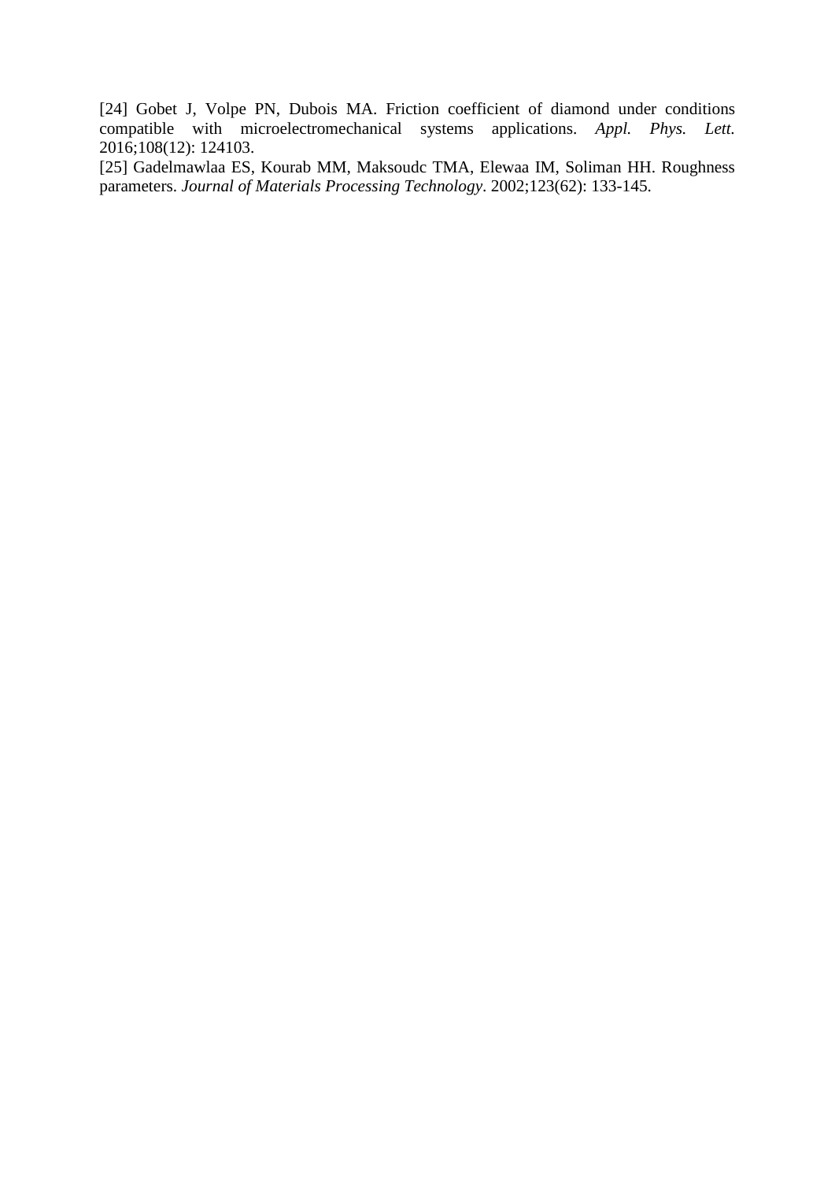[24] Gobet J, Volpe PN, Dubois MA. Friction coefficient of diamond under conditions compatible with microelectromechanical systems applications. *Appl. Phys. Lett.* 2016;108(12): 124103.

[25] Gadelmawlaa ES, Kourab MM, Maksoudc TMA, Elewaa IM, Soliman HH. Roughness parameters. *Journal of Materials Processing Technology*. 2002;123(62): 133-145.